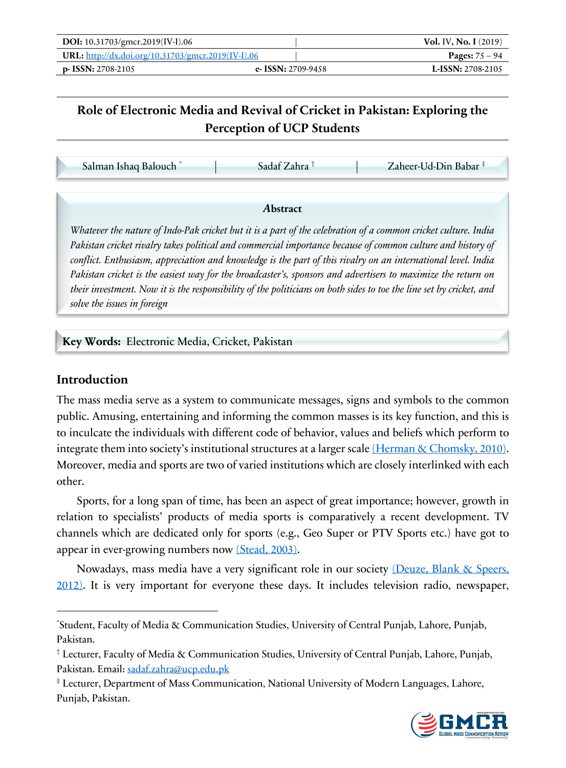# Role of Electronic Media and Revival of Cricket in Pakistan: Exploring the Perception of UCP Students

Salman Ishaq Balouch [*] | Sadaf Zahra [†] | Zaheer-Ud-Din Babar [‡]

**Abstract**

*Whatever the nature of Indo-Pak cricket but it is a part of the celebration of a common cricket culture. India Pakistan cricket rivalry takes political and commercial importance because of common culture and history of conflict. Enthusiasm, appreciation and knowledge is the part of this rivalry on an international level. India Pakistan cricket is the easiest way for the broadcaster's, sponsors and advertisers to maximize the return on their investment. Now it is the responsibility of the politicians on both sides to toe the line set by cricket, and solve the issues in foreign*

**Key Words:** Electronic Media, Cricket, Pakistan

## Introduction

The mass media serve as a system to communicate messages, signs and symbols to the common public. Amusing, entertaining and informing the common masses is its key function, and this is to inculcate the individuals with different code of behavior, values and beliefs which perform to integrate them into society's institutional structures at a larger scale (Herman & Chomsky, 2010). Moreover, media and sports are two of varied institutions which are closely interlinked with each other.

Sports, for a long span of time, has been an aspect of great importance; however, growth in relation to specialists' products of media sports is comparatively a recent development. TV channels which are dedicated only for sports (e.g., Geo Super or PTV Sports etc.) have got to appear in ever-growing numbers now (Stead, 2003).

Nowadays, mass media have a very significant role in our society (Deuze, Blank & Speers, 2012). It is very important for everyone these days. It includes television radio, newspaper,

---

[*] Student, Faculty of Media & Communication Studies, University of Central Punjab, Lahore, Punjab, Pakistan.

[†] Lecturer, Faculty of Media & Communication Studies, University of Central Punjab, Lahore, Punjab, Pakistan. Email: sadaf.zahra@ucp.edu.pk

[‡] Lecturer, Department of Mass Communication, National University of Modern Languages, Lahore, Punjab, Pakistan.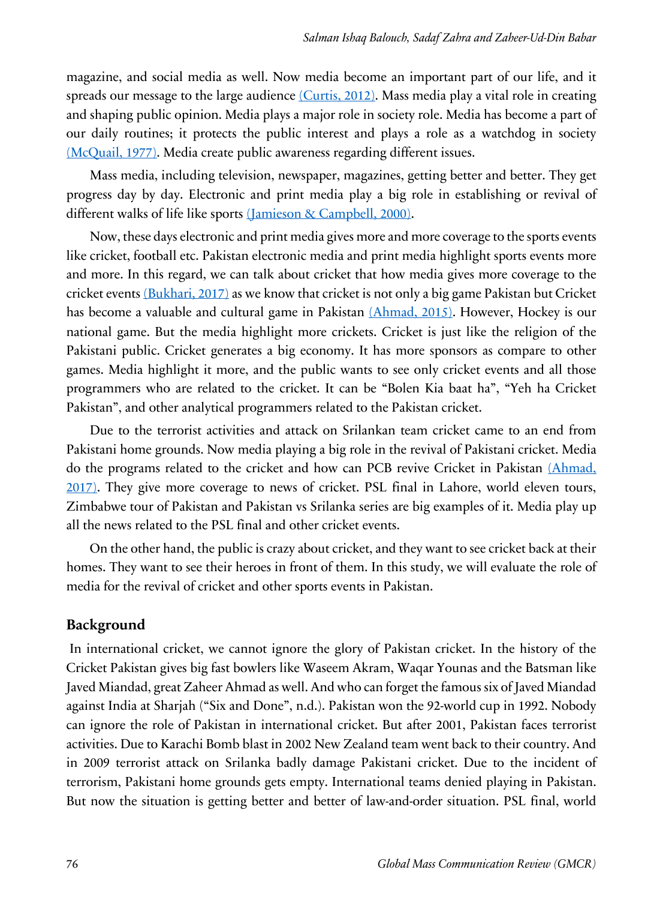magazine, and social media as well. Now media become an important part of our life, and it spreads our message to the large audience (Curtis, 2012). Mass media play a vital role in creating and shaping public opinion. Media plays a major role in society role. Media has become a part of our daily routines; it protects the public interest and plays a role as a watchdog in society (McQuail, 1977). Media create public awareness regarding different issues.

Mass media, including television, newspaper, magazines, getting better and better. They get progress day by day. Electronic and print media play a big role in establishing or revival of different walks of life like sports (Jamieson & Campbell, 2000).

Now, these days electronic and print media gives more and more coverage to the sports events like cricket, football etc. Pakistan electronic media and print media highlight sports events more and more. In this regard, we can talk about cricket that how media gives more coverage to the cricket events (Bukhari, 2017) as we know that cricket is not only a big game Pakistan but Cricket has become a valuable and cultural game in Pakistan (Ahmad, 2015). However, Hockey is our national game. But the media highlight more crickets. Cricket is just like the religion of the Pakistani public. Cricket generates a big economy. It has more sponsors as compare to other games. Media highlight it more, and the public wants to see only cricket events and all those programmers who are related to the cricket. It can be "Bolen Kia baat ha", "Yeh ha Cricket Pakistan", and other analytical programmers related to the Pakistan cricket.

Due to the terrorist activities and attack on Srilankan team cricket came to an end from Pakistani home grounds. Now media playing a big role in the revival of Pakistani cricket. Media do the programs related to the cricket and how can PCB revive Cricket in Pakistan (Ahmad, 2017). They give more coverage to news of cricket. PSL final in Lahore, world eleven tours, Zimbabwe tour of Pakistan and Pakistan vs Srilanka series are big examples of it. Media play up all the news related to the PSL final and other cricket events.

On the other hand, the public is crazy about cricket, and they want to see cricket back at their homes. They want to see their heroes in front of them. In this study, we will evaluate the role of media for the revival of cricket and other sports events in Pakistan.

## Background

In international cricket, we cannot ignore the glory of Pakistan cricket. In the history of the Cricket Pakistan gives big fast bowlers like Waseem Akram, Waqar Younas and the Batsman like Javed Miandad, great Zaheer Ahmad as well. And who can forget the famous six of Javed Miandad against India at Sharjah ("Six and Done", n.d.). Pakistan won the 92-world cup in 1992. Nobody can ignore the role of Pakistan in international cricket. But after 2001, Pakistan faces terrorist activities. Due to Karachi Bomb blast in 2002 New Zealand team went back to their country. And in 2009 terrorist attack on Srilanka badly damage Pakistani cricket. Due to the incident of terrorism, Pakistani home grounds gets empty. International teams denied playing in Pakistan. But now the situation is getting better and better of law-and-order situation. PSL final, world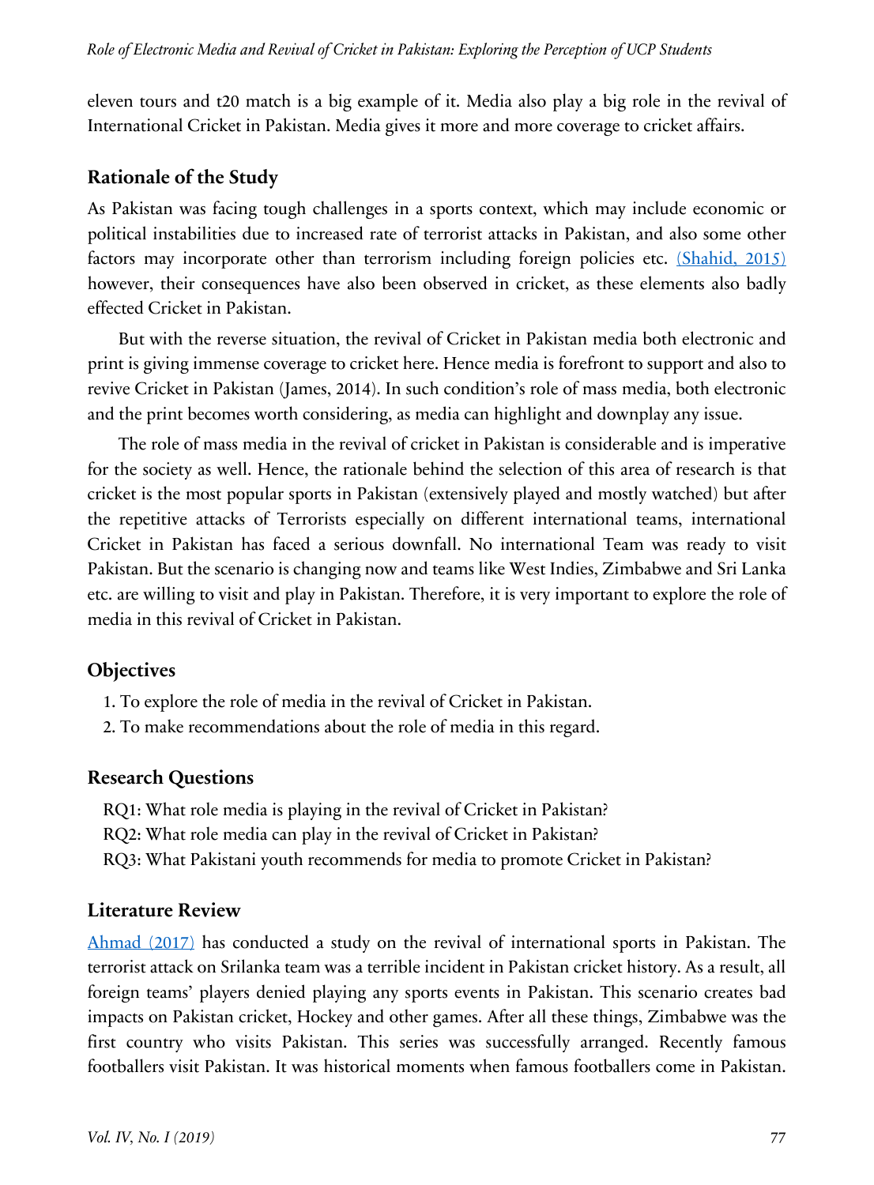eleven tours and t20 match is a big example of it. Media also play a big role in the revival of International Cricket in Pakistan. Media gives it more and more coverage to cricket affairs.

## Rationale of the Study

As Pakistan was facing tough challenges in a sports context, which may include economic or political instabilities due to increased rate of terrorist attacks in Pakistan, and also some other factors may incorporate other than terrorism including foreign policies etc. (Shahid, 2015) however, their consequences have also been observed in cricket, as these elements also badly effected Cricket in Pakistan.

But with the reverse situation, the revival of Cricket in Pakistan media both electronic and print is giving immense coverage to cricket here. Hence media is forefront to support and also to revive Cricket in Pakistan (James, 2014). In such condition's role of mass media, both electronic and the print becomes worth considering, as media can highlight and downplay any issue.

The role of mass media in the revival of cricket in Pakistan is considerable and is imperative for the society as well. Hence, the rationale behind the selection of this area of research is that cricket is the most popular sports in Pakistan (extensively played and mostly watched) but after the repetitive attacks of Terrorists especially on different international teams, international Cricket in Pakistan has faced a serious downfall. No international Team was ready to visit Pakistan. But the scenario is changing now and teams like West Indies, Zimbabwe and Sri Lanka etc. are willing to visit and play in Pakistan. Therefore, it is very important to explore the role of media in this revival of Cricket in Pakistan.

## Objectives

1. To explore the role of media in the revival of Cricket in Pakistan.
2. To make recommendations about the role of media in this regard.

## Research Questions

RQ1: What role media is playing in the revival of Cricket in Pakistan?
RQ2: What role media can play in the revival of Cricket in Pakistan?
RQ3: What Pakistani youth recommends for media to promote Cricket in Pakistan?

## Literature Review

Ahmad (2017) has conducted a study on the revival of international sports in Pakistan. The terrorist attack on Srilanka team was a terrible incident in Pakistan cricket history. As a result, all foreign teams' players denied playing any sports events in Pakistan. This scenario creates bad impacts on Pakistan cricket, Hockey and other games. After all these things, Zimbabwe was the first country who visits Pakistan. This series was successfully arranged. Recently famous footballers visit Pakistan. It was historical moments when famous footballers come in Pakistan.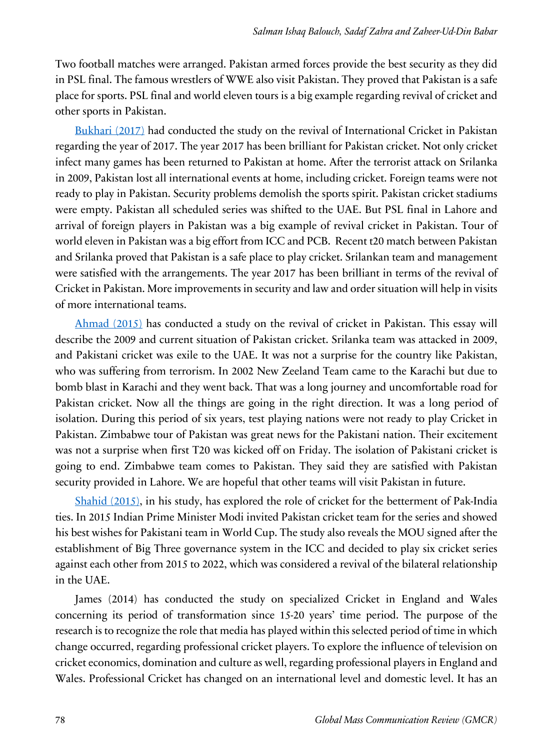Two football matches were arranged. Pakistan armed forces provide the best security as they did in PSL final. The famous wrestlers of WWE also visit Pakistan. They proved that Pakistan is a safe place for sports. PSL final and world eleven tours is a big example regarding revival of cricket and other sports in Pakistan.

Bukhari (2017) had conducted the study on the revival of International Cricket in Pakistan regarding the year of 2017. The year 2017 has been brilliant for Pakistan cricket. Not only cricket infect many games has been returned to Pakistan at home. After the terrorist attack on Srilanka in 2009, Pakistan lost all international events at home, including cricket. Foreign teams were not ready to play in Pakistan. Security problems demolish the sports spirit. Pakistan cricket stadiums were empty. Pakistan all scheduled series was shifted to the UAE. But PSL final in Lahore and arrival of foreign players in Pakistan was a big example of revival cricket in Pakistan. Tour of world eleven in Pakistan was a big effort from ICC and PCB. Recent t20 match between Pakistan and Srilanka proved that Pakistan is a safe place to play cricket. Srilankan team and management were satisfied with the arrangements. The year 2017 has been brilliant in terms of the revival of Cricket in Pakistan. More improvements in security and law and order situation will help in visits of more international teams.

Ahmad (2015) has conducted a study on the revival of cricket in Pakistan. This essay will describe the 2009 and current situation of Pakistan cricket. Srilanka team was attacked in 2009, and Pakistani cricket was exile to the UAE. It was not a surprise for the country like Pakistan, who was suffering from terrorism. In 2002 New Zeeland Team came to the Karachi but due to bomb blast in Karachi and they went back. That was a long journey and uncomfortable road for Pakistan cricket. Now all the things are going in the right direction. It was a long period of isolation. During this period of six years, test playing nations were not ready to play Cricket in Pakistan. Zimbabwe tour of Pakistan was great news for the Pakistani nation. Their excitement was not a surprise when first T20 was kicked off on Friday. The isolation of Pakistani cricket is going to end. Zimbabwe team comes to Pakistan. They said they are satisfied with Pakistan security provided in Lahore. We are hopeful that other teams will visit Pakistan in future.

Shahid (2015), in his study, has explored the role of cricket for the betterment of Pak-India ties. In 2015 Indian Prime Minister Modi invited Pakistan cricket team for the series and showed his best wishes for Pakistani team in World Cup. The study also reveals the MOU signed after the establishment of Big Three governance system in the ICC and decided to play six cricket series against each other from 2015 to 2022, which was considered a revival of the bilateral relationship in the UAE.

James (2014) has conducted the study on specialized Cricket in England and Wales concerning its period of transformation since 15-20 years' time period. The purpose of the research is to recognize the role that media has played within this selected period of time in which change occurred, regarding professional cricket players. To explore the influence of television on cricket economics, domination and culture as well, regarding professional players in England and Wales. Professional Cricket has changed on an international level and domestic level. It has an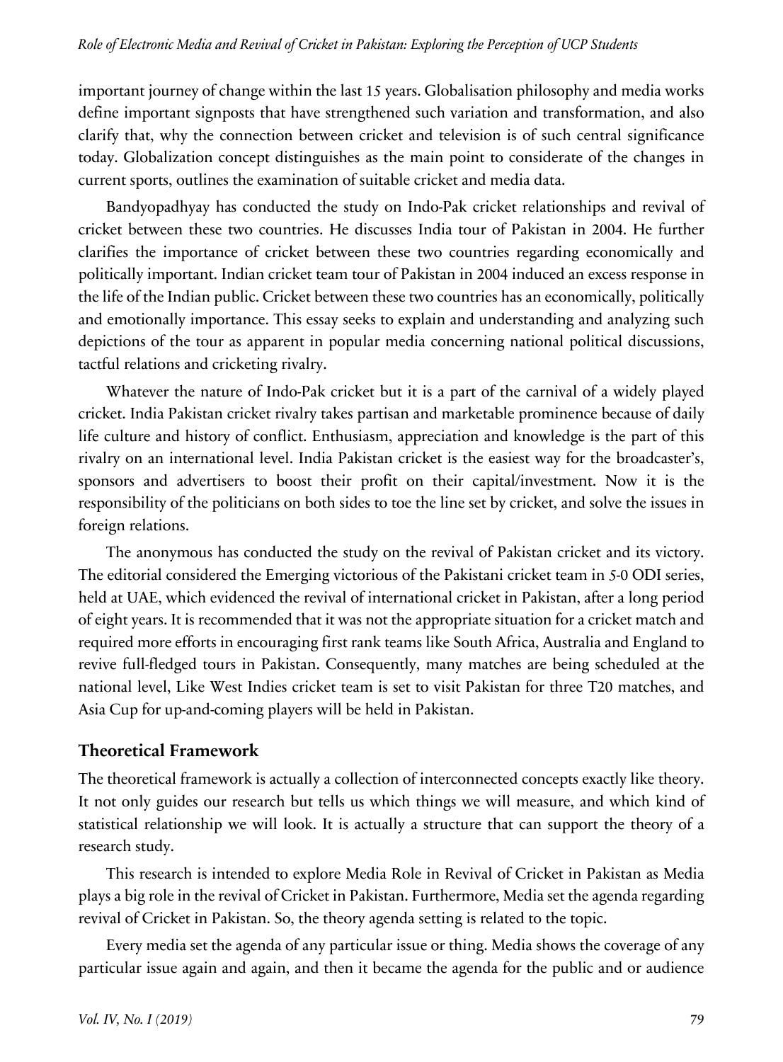important journey of change within the last 15 years. Globalisation philosophy and media works define important signposts that have strengthened such variation and transformation, and also clarify that, why the connection between cricket and television is of such central significance today. Globalization concept distinguishes as the main point to considerate of the changes in current sports, outlines the examination of suitable cricket and media data.

Bandyopadhyay has conducted the study on Indo-Pak cricket relationships and revival of cricket between these two countries. He discusses India tour of Pakistan in 2004. He further clarifies the importance of cricket between these two countries regarding economically and politically important. Indian cricket team tour of Pakistan in 2004 induced an excess response in the life of the Indian public. Cricket between these two countries has an economically, politically and emotionally importance. This essay seeks to explain and understanding and analyzing such depictions of the tour as apparent in popular media concerning national political discussions, tactful relations and cricketing rivalry.

Whatever the nature of Indo-Pak cricket but it is a part of the carnival of a widely played cricket. India Pakistan cricket rivalry takes partisan and marketable prominence because of daily life culture and history of conflict. Enthusiasm, appreciation and knowledge is the part of this rivalry on an international level. India Pakistan cricket is the easiest way for the broadcaster's, sponsors and advertisers to boost their profit on their capital/investment. Now it is the responsibility of the politicians on both sides to toe the line set by cricket, and solve the issues in foreign relations.

The anonymous has conducted the study on the revival of Pakistan cricket and its victory. The editorial considered the Emerging victorious of the Pakistani cricket team in 5-0 ODI series, held at UAE, which evidenced the revival of international cricket in Pakistan, after a long period of eight years. It is recommended that it was not the appropriate situation for a cricket match and required more efforts in encouraging first rank teams like South Africa, Australia and England to revive full-fledged tours in Pakistan. Consequently, many matches are being scheduled at the national level, Like West Indies cricket team is set to visit Pakistan for three T20 matches, and Asia Cup for up-and-coming players will be held in Pakistan.

## Theoretical Framework

The theoretical framework is actually a collection of interconnected concepts exactly like theory. It not only guides our research but tells us which things we will measure, and which kind of statistical relationship we will look. It is actually a structure that can support the theory of a research study.

This research is intended to explore Media Role in Revival of Cricket in Pakistan as Media plays a big role in the revival of Cricket in Pakistan. Furthermore, Media set the agenda regarding revival of Cricket in Pakistan. So, the theory agenda setting is related to the topic.

Every media set the agenda of any particular issue or thing. Media shows the coverage of any particular issue again and again, and then it became the agenda for the public and or audience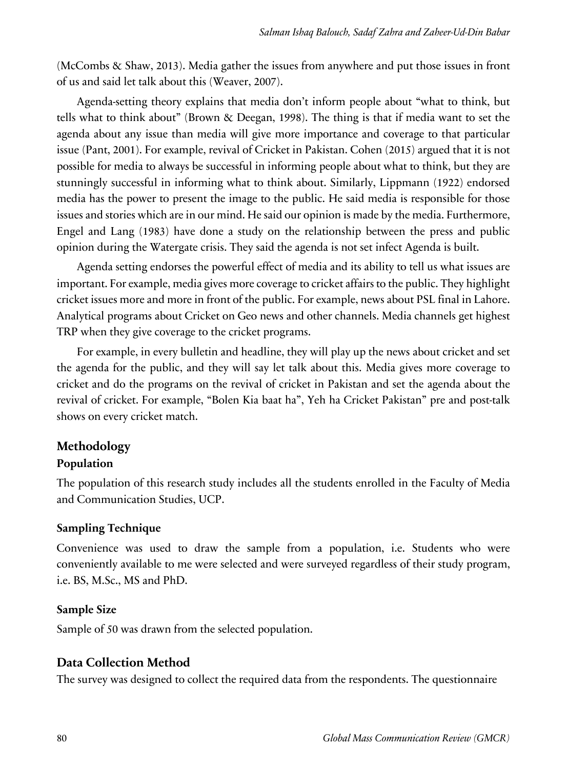(McCombs & Shaw, 2013). Media gather the issues from anywhere and put those issues in front of us and said let talk about this (Weaver, 2007).

Agenda-setting theory explains that media don't inform people about "what to think, but tells what to think about" (Brown & Deegan, 1998). The thing is that if media want to set the agenda about any issue than media will give more importance and coverage to that particular issue (Pant, 2001). For example, revival of Cricket in Pakistan. Cohen (2015) argued that it is not possible for media to always be successful in informing people about what to think, but they are stunningly successful in informing what to think about. Similarly, Lippmann (1922) endorsed media has the power to present the image to the public. He said media is responsible for those issues and stories which are in our mind. He said our opinion is made by the media. Furthermore, Engel and Lang (1983) have done a study on the relationship between the press and public opinion during the Watergate crisis. They said the agenda is not set infect Agenda is built.

Agenda setting endorses the powerful effect of media and its ability to tell us what issues are important. For example, media gives more coverage to cricket affairs to the public. They highlight cricket issues more and more in front of the public. For example, news about PSL final in Lahore. Analytical programs about Cricket on Geo news and other channels. Media channels get highest TRP when they give coverage to the cricket programs.

For example, in every bulletin and headline, they will play up the news about cricket and set the agenda for the public, and they will say let talk about this. Media gives more coverage to cricket and do the programs on the revival of cricket in Pakistan and set the agenda about the revival of cricket. For example, "Bolen Kia baat ha", Yeh ha Cricket Pakistan" pre and post-talk shows on every cricket match.

## Methodology

### Population

The population of this research study includes all the students enrolled in the Faculty of Media and Communication Studies, UCP.

### Sampling Technique

Convenience was used to draw the sample from a population, i.e. Students who were conveniently available to me were selected and were surveyed regardless of their study program, i.e. BS, M.Sc., MS and PhD.

### Sample Size

Sample of 50 was drawn from the selected population.

## Data Collection Method

The survey was designed to collect the required data from the respondents. The questionnaire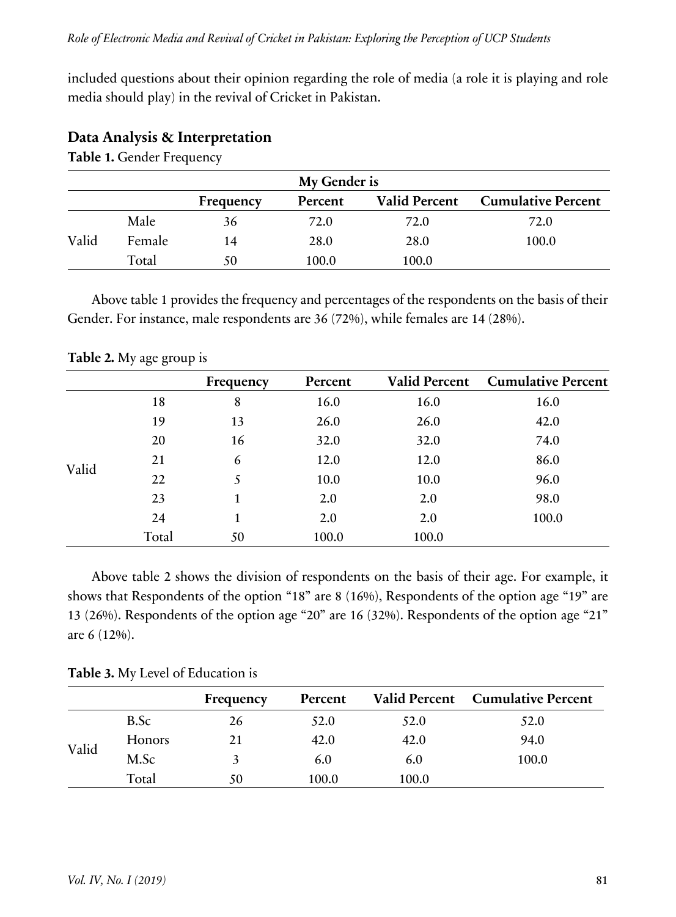included questions about their opinion regarding the role of media (a role it is playing and role media should play) in the revival of Cricket in Pakistan.

## Data Analysis & Interpretation

**Table 1.** Gender Frequency

| | My Gender is | | | | |
|---|---|---|---|---|---|
| | | Frequency | Percent | Valid Percent | Cumulative Percent |
| Valid | Male | 36 | 72.0 | 72.0 | 72.0 |
| | Female | 14 | 28.0 | 28.0 | 100.0 |
| | Total | 50 | 100.0 | 100.0 | |

Above table 1 provides the frequency and percentages of the respondents on the basis of their Gender. For instance, male respondents are 36 (72%), while females are 14 (28%).

**Table 2.** My age group is

| | | Frequency | Percent | Valid Percent | Cumulative Percent |
|---|---|---|---|---|---|
| Valid | 18 | 8 | 16.0 | 16.0 | 16.0 |
| | 19 | 13 | 26.0 | 26.0 | 42.0 |
| | 20 | 16 | 32.0 | 32.0 | 74.0 |
| | 21 | 6 | 12.0 | 12.0 | 86.0 |
| | 22 | 5 | 10.0 | 10.0 | 96.0 |
| | 23 | 1 | 2.0 | 2.0 | 98.0 |
| | 24 | 1 | 2.0 | 2.0 | 100.0 |
| | Total | 50 | 100.0 | 100.0 | |

Above table 2 shows the division of respondents on the basis of their age. For example, it shows that Respondents of the option "18" are 8 (16%), Respondents of the option age "19" are 13 (26%). Respondents of the option age "20" are 16 (32%). Respondents of the option age "21" are 6 (12%).

**Table 3.** My Level of Education is

| | | Frequency | Percent | Valid Percent | Cumulative Percent |
|---|---|---|---|---|---|
| Valid | B.Sc | 26 | 52.0 | 52.0 | 52.0 |
| | Honors | 21 | 42.0 | 42.0 | 94.0 |
| | M.Sc | 3 | 6.0 | 6.0 | 100.0 |
| | Total | 50 | 100.0 | 100.0 | |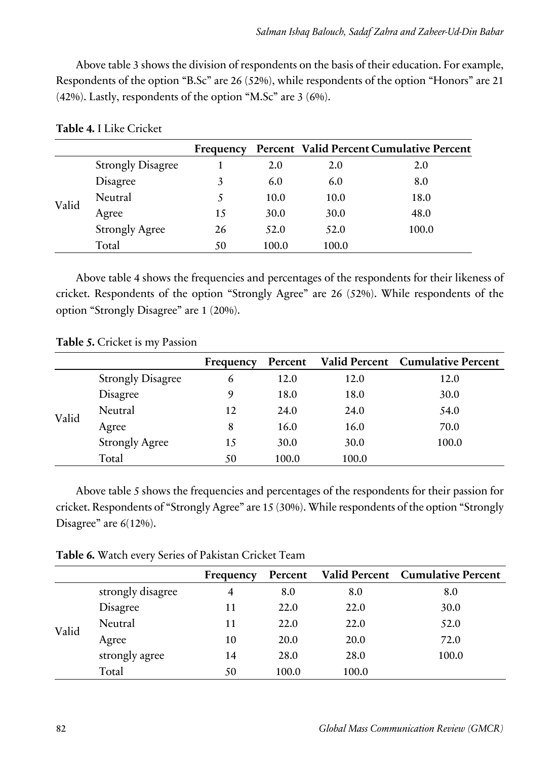Above table 3 shows the division of respondents on the basis of their education. For example, Respondents of the option "B.Sc" are 26 (52%), while respondents of the option "Honors" are 21 (42%). Lastly, respondents of the option "M.Sc" are 3 (6%).

**Table 4.** I Like Cricket

| | | Frequency | Percent | Valid Percent | Cumulative Percent |
|---|---|---|---|---|---|
| Valid | Strongly Disagree | 1 | 2.0 | 2.0 | 2.0 |
| | Disagree | 3 | 6.0 | 6.0 | 8.0 |
| | Neutral | 5 | 10.0 | 10.0 | 18.0 |
| | Agree | 15 | 30.0 | 30.0 | 48.0 |
| | Strongly Agree | 26 | 52.0 | 52.0 | 100.0 |
| | Total | 50 | 100.0 | 100.0 | |

Above table 4 shows the frequencies and percentages of the respondents for their likeness of cricket. Respondents of the option "Strongly Agree" are 26 (52%). While respondents of the option "Strongly Disagree" are 1 (20%).

**Table 5.** Cricket is my Passion

| | | Frequency | Percent | Valid Percent | Cumulative Percent |
|---|---|---|---|---|---|
| Valid | Strongly Disagree | 6 | 12.0 | 12.0 | 12.0 |
| | Disagree | 9 | 18.0 | 18.0 | 30.0 |
| | Neutral | 12 | 24.0 | 24.0 | 54.0 |
| | Agree | 8 | 16.0 | 16.0 | 70.0 |
| | Strongly Agree | 15 | 30.0 | 30.0 | 100.0 |
| | Total | 50 | 100.0 | 100.0 | |

Above table 5 shows the frequencies and percentages of the respondents for their passion for cricket. Respondents of "Strongly Agree" are 15 (30%). While respondents of the option "Strongly Disagree" are 6(12%).

**Table 6.** Watch every Series of Pakistan Cricket Team

| | | Frequency | Percent | Valid Percent | Cumulative Percent |
|---|---|---|---|---|---|
| Valid | strongly disagree | 4 | 8.0 | 8.0 | 8.0 |
| | Disagree | 11 | 22.0 | 22.0 | 30.0 |
| | Neutral | 11 | 22.0 | 22.0 | 52.0 |
| | Agree | 10 | 20.0 | 20.0 | 72.0 |
| | strongly agree | 14 | 28.0 | 28.0 | 100.0 |
| | Total | 50 | 100.0 | 100.0 | |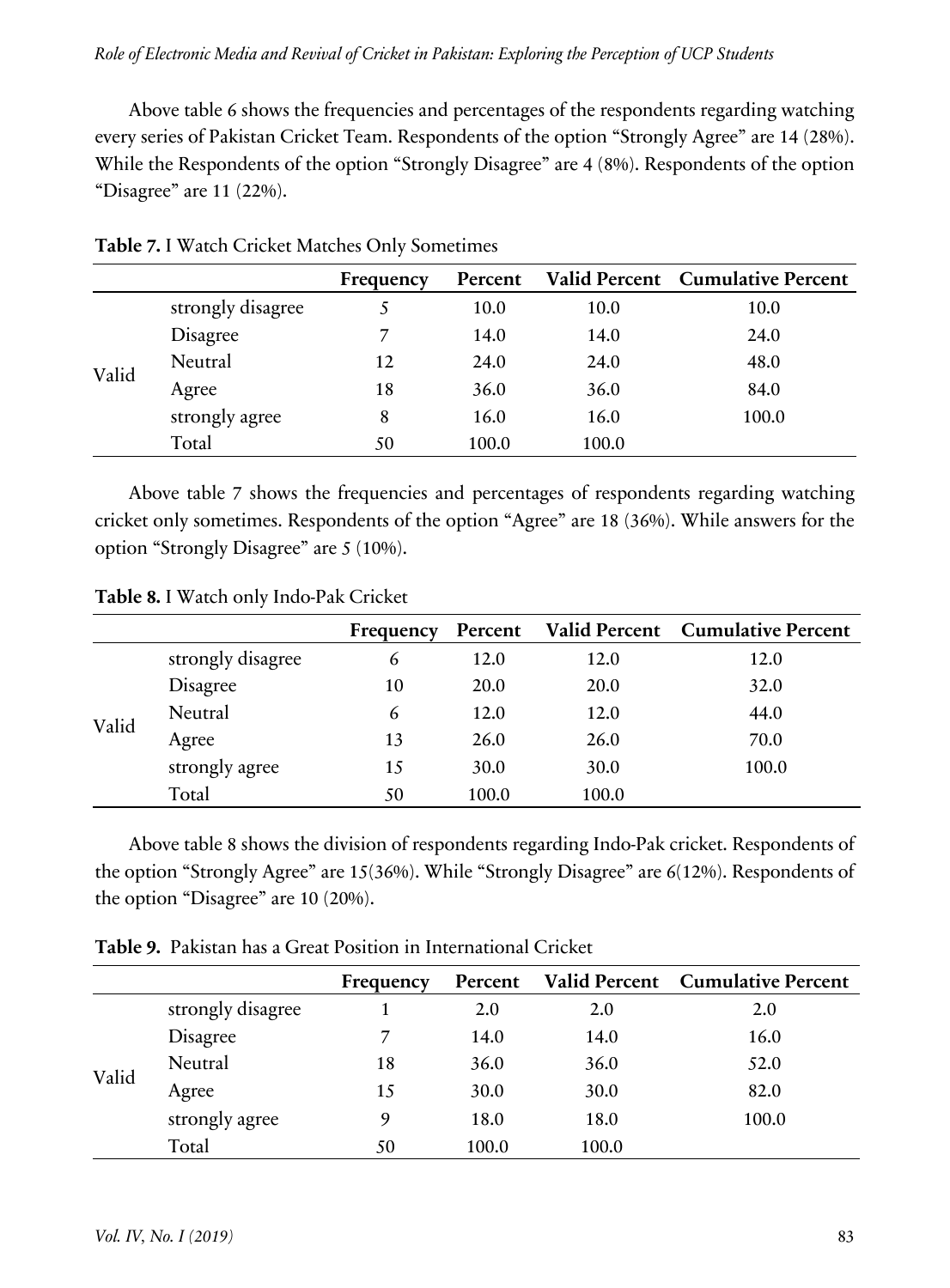Above table 6 shows the frequencies and percentages of the respondents regarding watching every series of Pakistan Cricket Team. Respondents of the option "Strongly Agree" are 14 (28%). While the Respondents of the option "Strongly Disagree" are 4 (8%). Respondents of the option "Disagree" are 11 (22%).

**Table 7.** I Watch Cricket Matches Only Sometimes

| | | Frequency | Percent | Valid Percent | Cumulative Percent |
|---|---|---|---|---|---|
| Valid | strongly disagree | 5 | 10.0 | 10.0 | 10.0 |
| | Disagree | 7 | 14.0 | 14.0 | 24.0 |
| | Neutral | 12 | 24.0 | 24.0 | 48.0 |
| | Agree | 18 | 36.0 | 36.0 | 84.0 |
| | strongly agree | 8 | 16.0 | 16.0 | 100.0 |
| | Total | 50 | 100.0 | 100.0 | |

Above table 7 shows the frequencies and percentages of respondents regarding watching cricket only sometimes. Respondents of the option "Agree" are 18 (36%). While answers for the option "Strongly Disagree" are 5 (10%).

**Table 8.** I Watch only Indo-Pak Cricket

| | | Frequency | Percent | Valid Percent | Cumulative Percent |
|---|---|---|---|---|---|
| Valid | strongly disagree | 6 | 12.0 | 12.0 | 12.0 |
| | Disagree | 10 | 20.0 | 20.0 | 32.0 |
| | Neutral | 6 | 12.0 | 12.0 | 44.0 |
| | Agree | 13 | 26.0 | 26.0 | 70.0 |
| | strongly agree | 15 | 30.0 | 30.0 | 100.0 |
| | Total | 50 | 100.0 | 100.0 | |

Above table 8 shows the division of respondents regarding Indo-Pak cricket. Respondents of the option "Strongly Agree" are 15(36%). While "Strongly Disagree" are 6(12%). Respondents of the option "Disagree" are 10 (20%).

**Table 9.** Pakistan has a Great Position in International Cricket

| | | Frequency | Percent | Valid Percent | Cumulative Percent |
|---|---|---|---|---|---|
| Valid | strongly disagree | 1 | 2.0 | 2.0 | 2.0 |
| | Disagree | 7 | 14.0 | 14.0 | 16.0 |
| | Neutral | 18 | 36.0 | 36.0 | 52.0 |
| | Agree | 15 | 30.0 | 30.0 | 82.0 |
| | strongly agree | 9 | 18.0 | 18.0 | 100.0 |
| | Total | 50 | 100.0 | 100.0 | |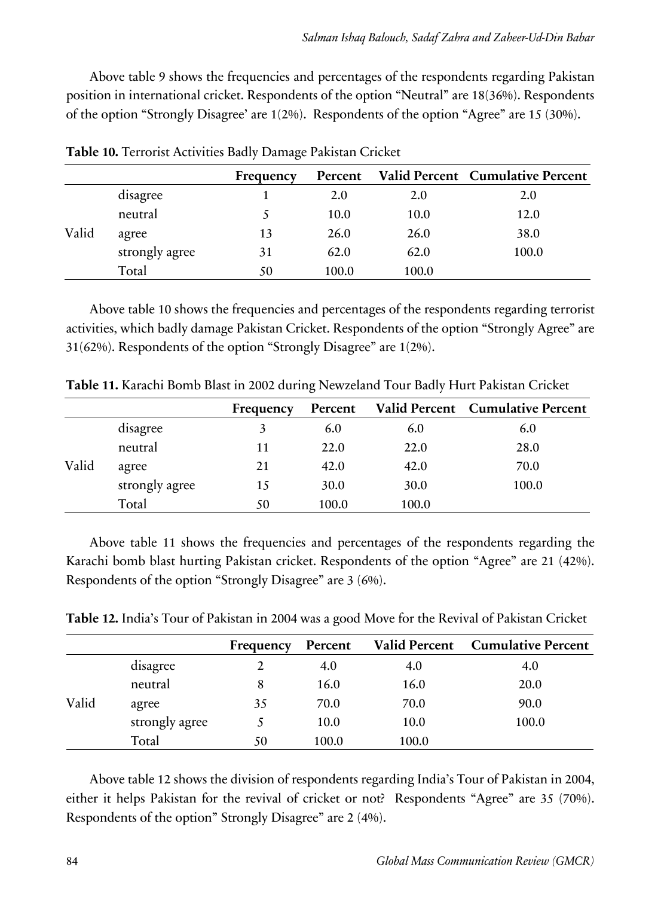Above table 9 shows the frequencies and percentages of the respondents regarding Pakistan position in international cricket. Respondents of the option "Neutral" are 18(36%). Respondents of the option "Strongly Disagree' are 1(2%). Respondents of the option "Agree" are 15 (30%).

**Table 10.** Terrorist Activities Badly Damage Pakistan Cricket

| | | Frequency | Percent | Valid Percent | Cumulative Percent |
|---|---|---|---|---|---|
| Valid | disagree | 1 | 2.0 | 2.0 | 2.0 |
| | neutral | 5 | 10.0 | 10.0 | 12.0 |
| | agree | 13 | 26.0 | 26.0 | 38.0 |
| | strongly agree | 31 | 62.0 | 62.0 | 100.0 |
| | Total | 50 | 100.0 | 100.0 | |

Above table 10 shows the frequencies and percentages of the respondents regarding terrorist activities, which badly damage Pakistan Cricket. Respondents of the option "Strongly Agree" are 31(62%). Respondents of the option "Strongly Disagree" are 1(2%).

**Table 11.** Karachi Bomb Blast in 2002 during Newzeland Tour Badly Hurt Pakistan Cricket

| | | Frequency | Percent | Valid Percent | Cumulative Percent |
|---|---|---|---|---|---|
| Valid | disagree | 3 | 6.0 | 6.0 | 6.0 |
| | neutral | 11 | 22.0 | 22.0 | 28.0 |
| | agree | 21 | 42.0 | 42.0 | 70.0 |
| | strongly agree | 15 | 30.0 | 30.0 | 100.0 |
| | Total | 50 | 100.0 | 100.0 | |

Above table 11 shows the frequencies and percentages of the respondents regarding the Karachi bomb blast hurting Pakistan cricket. Respondents of the option "Agree" are 21 (42%). Respondents of the option "Strongly Disagree" are 3 (6%).

**Table 12.** India's Tour of Pakistan in 2004 was a good Move for the Revival of Pakistan Cricket

| | | Frequency | Percent | Valid Percent | Cumulative Percent |
|---|---|---|---|---|---|
| Valid | disagree | 2 | 4.0 | 4.0 | 4.0 |
| | neutral | 8 | 16.0 | 16.0 | 20.0 |
| | agree | 35 | 70.0 | 70.0 | 90.0 |
| | strongly agree | 5 | 10.0 | 10.0 | 100.0 |
| | Total | 50 | 100.0 | 100.0 | |

Above table 12 shows the division of respondents regarding India's Tour of Pakistan in 2004, either it helps Pakistan for the revival of cricket or not? Respondents "Agree" are 35 (70%). Respondents of the option" Strongly Disagree" are 2 (4%).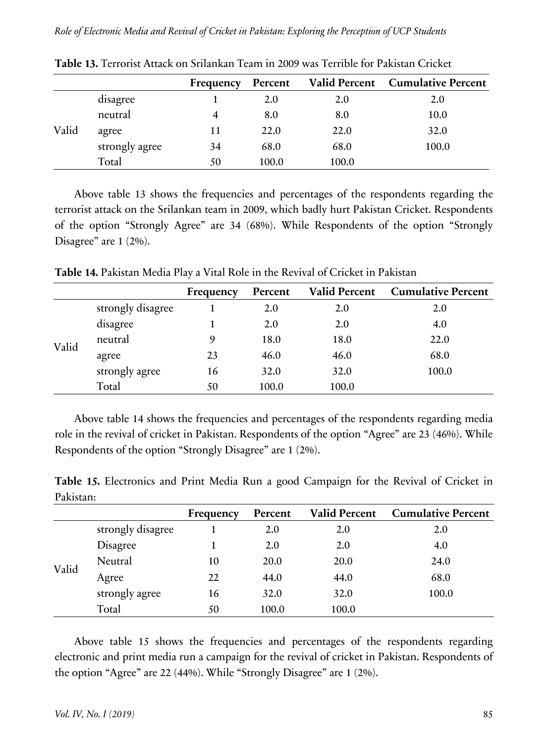**Table 13.** Terrorist Attack on Srilankan Team in 2009 was Terrible for Pakistan Cricket

| | | Frequency | Percent | Valid Percent | Cumulative Percent |
|---|---|---|---|---|---|
| Valid | disagree | 1 | 2.0 | 2.0 | 2.0 |
| | neutral | 4 | 8.0 | 8.0 | 10.0 |
| | agree | 11 | 22.0 | 22.0 | 32.0 |
| | strongly agree | 34 | 68.0 | 68.0 | 100.0 |
| | Total | 50 | 100.0 | 100.0 | |

Above table 13 shows the frequencies and percentages of the respondents regarding the terrorist attack on the Srilankan team in 2009, which badly hurt Pakistan Cricket. Respondents of the option "Strongly Agree" are 34 (68%). While Respondents of the option "Strongly Disagree" are 1 (2%).

**Table 14.** Pakistan Media Play a Vital Role in the Revival of Cricket in Pakistan

| | | Frequency | Percent | Valid Percent | Cumulative Percent |
|---|---|---|---|---|---|
| Valid | strongly disagree | 1 | 2.0 | 2.0 | 2.0 |
| | disagree | 1 | 2.0 | 2.0 | 4.0 |
| | neutral | 9 | 18.0 | 18.0 | 22.0 |
| | agree | 23 | 46.0 | 46.0 | 68.0 |
| | strongly agree | 16 | 32.0 | 32.0 | 100.0 |
| | Total | 50 | 100.0 | 100.0 | |

Above table 14 shows the frequencies and percentages of the respondents regarding media role in the revival of cricket in Pakistan. Respondents of the option "Agree" are 23 (46%). While Respondents of the option "Strongly Disagree" are 1 (2%).

**Table 15.** Electronics and Print Media Run a good Campaign for the Revival of Cricket in Pakistan:

| | | Frequency | Percent | Valid Percent | Cumulative Percent |
|---|---|---|---|---|---|
| Valid | strongly disagree | 1 | 2.0 | 2.0 | 2.0 |
| | Disagree | 1 | 2.0 | 2.0 | 4.0 |
| | Neutral | 10 | 20.0 | 20.0 | 24.0 |
| | Agree | 22 | 44.0 | 44.0 | 68.0 |
| | strongly agree | 16 | 32.0 | 32.0 | 100.0 |
| | Total | 50 | 100.0 | 100.0 | |

Above table 15 shows the frequencies and percentages of the respondents regarding electronic and print media run a campaign for the revival of cricket in Pakistan. Respondents of the option "Agree" are 22 (44%). While "Strongly Disagree" are 1 (2%).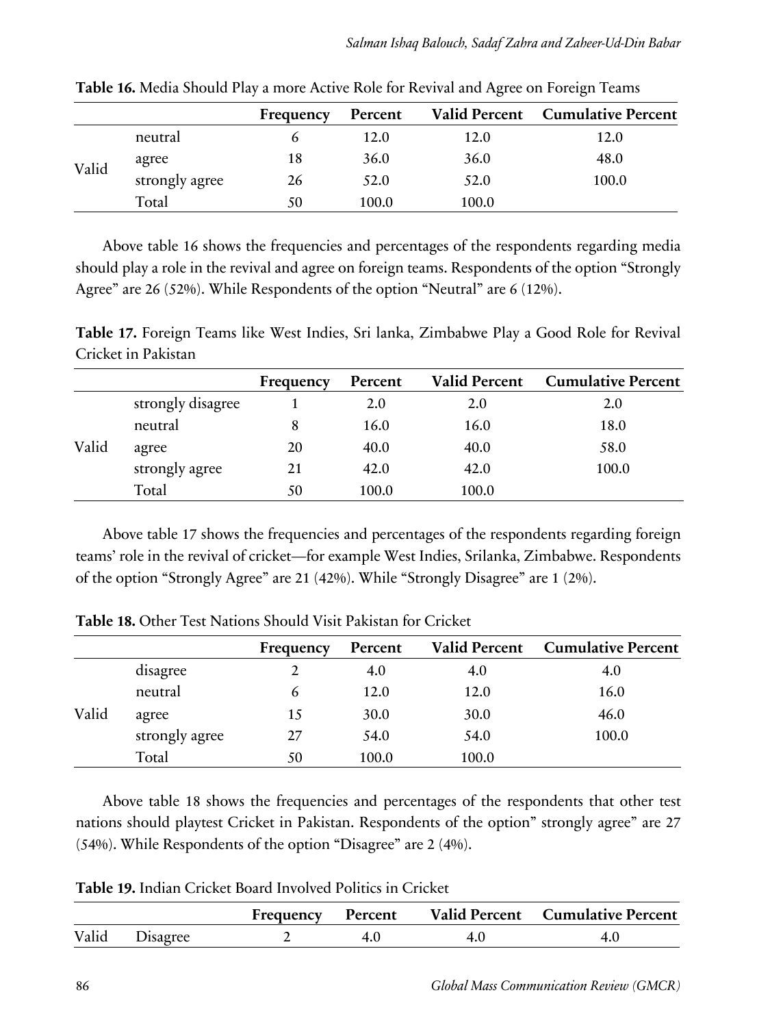**Table 16.** Media Should Play a more Active Role for Revival and Agree on Foreign Teams

| | | Frequency | Percent | Valid Percent | Cumulative Percent |
|---|---|---|---|---|---|
| Valid | neutral | 6 | 12.0 | 12.0 | 12.0 |
| | agree | 18 | 36.0 | 36.0 | 48.0 |
| | strongly agree | 26 | 52.0 | 52.0 | 100.0 |
| | Total | 50 | 100.0 | 100.0 | |

Above table 16 shows the frequencies and percentages of the respondents regarding media should play a role in the revival and agree on foreign teams. Respondents of the option "Strongly Agree" are 26 (52%). While Respondents of the option "Neutral" are 6 (12%).

**Table 17.** Foreign Teams like West Indies, Sri lanka, Zimbabwe Play a Good Role for Revival Cricket in Pakistan

| | | Frequency | Percent | Valid Percent | Cumulative Percent |
|---|---|---|---|---|---|
| Valid | strongly disagree | 1 | 2.0 | 2.0 | 2.0 |
| | neutral | 8 | 16.0 | 16.0 | 18.0 |
| | agree | 20 | 40.0 | 40.0 | 58.0 |
| | strongly agree | 21 | 42.0 | 42.0 | 100.0 |
| | Total | 50 | 100.0 | 100.0 | |

Above table 17 shows the frequencies and percentages of the respondents regarding foreign teams' role in the revival of cricket—for example West Indies, Srilanka, Zimbabwe. Respondents of the option "Strongly Agree" are 21 (42%). While "Strongly Disagree" are 1 (2%).

**Table 18.** Other Test Nations Should Visit Pakistan for Cricket

| | | Frequency | Percent | Valid Percent | Cumulative Percent |
|---|---|---|---|---|---|
| Valid | disagree | 2 | 4.0 | 4.0 | 4.0 |
| | neutral | 6 | 12.0 | 12.0 | 16.0 |
| | agree | 15 | 30.0 | 30.0 | 46.0 |
| | strongly agree | 27 | 54.0 | 54.0 | 100.0 |
| | Total | 50 | 100.0 | 100.0 | |

Above table 18 shows the frequencies and percentages of the respondents that other test nations should playtest Cricket in Pakistan. Respondents of the option" strongly agree" are 27 (54%). While Respondents of the option "Disagree" are 2 (4%).

**Table 19.** Indian Cricket Board Involved Politics in Cricket

| | | Frequency | Percent | Valid Percent | Cumulative Percent |
|---|---|---|---|---|---|
| Valid | Disagree | 2 | 4.0 | 4.0 | 4.0 |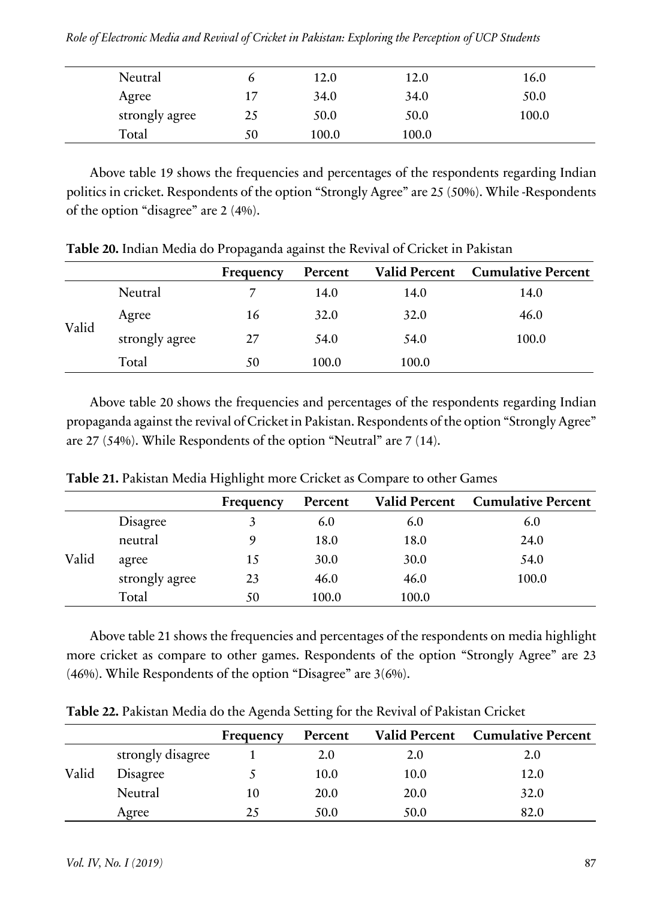| | | | | |
|---|---|---|---|---|
| Neutral | 6 | 12.0 | 12.0 | 16.0 |
| Agree | 17 | 34.0 | 34.0 | 50.0 |
| strongly agree | 25 | 50.0 | 50.0 | 100.0 |
| Total | 50 | 100.0 | 100.0 | |

Above table 19 shows the frequencies and percentages of the respondents regarding Indian politics in cricket. Respondents of the option "Strongly Agree" are 25 (50%). While -Respondents of the option "disagree" are 2 (4%).

**Table 20.** Indian Media do Propaganda against the Revival of Cricket in Pakistan

| | | Frequency | Percent | Valid Percent | Cumulative Percent |
|---|---|---|---|---|---|
| Valid | Neutral | 7 | 14.0 | 14.0 | 14.0 |
| | Agree | 16 | 32.0 | 32.0 | 46.0 |
| | strongly agree | 27 | 54.0 | 54.0 | 100.0 |
| | Total | 50 | 100.0 | 100.0 | |

Above table 20 shows the frequencies and percentages of the respondents regarding Indian propaganda against the revival of Cricket in Pakistan. Respondents of the option "Strongly Agree" are 27 (54%). While Respondents of the option "Neutral" are 7 (14).

**Table 21.** Pakistan Media Highlight more Cricket as Compare to other Games

| | | Frequency | Percent | Valid Percent | Cumulative Percent |
|---|---|---|---|---|---|
| Valid | Disagree | 3 | 6.0 | 6.0 | 6.0 |
| | neutral | 9 | 18.0 | 18.0 | 24.0 |
| | agree | 15 | 30.0 | 30.0 | 54.0 |
| | strongly agree | 23 | 46.0 | 46.0 | 100.0 |
| | Total | 50 | 100.0 | 100.0 | |

Above table 21 shows the frequencies and percentages of the respondents on media highlight more cricket as compare to other games. Respondents of the option "Strongly Agree" are 23 (46%). While Respondents of the option "Disagree" are 3(6%).

**Table 22.** Pakistan Media do the Agenda Setting for the Revival of Pakistan Cricket

| | | Frequency | Percent | Valid Percent | Cumulative Percent |
|---|---|---|---|---|---|
| Valid | strongly disagree | 1 | 2.0 | 2.0 | 2.0 |
| | Disagree | 5 | 10.0 | 10.0 | 12.0 |
| | Neutral | 10 | 20.0 | 20.0 | 32.0 |
| | Agree | 25 | 50.0 | 50.0 | 82.0 |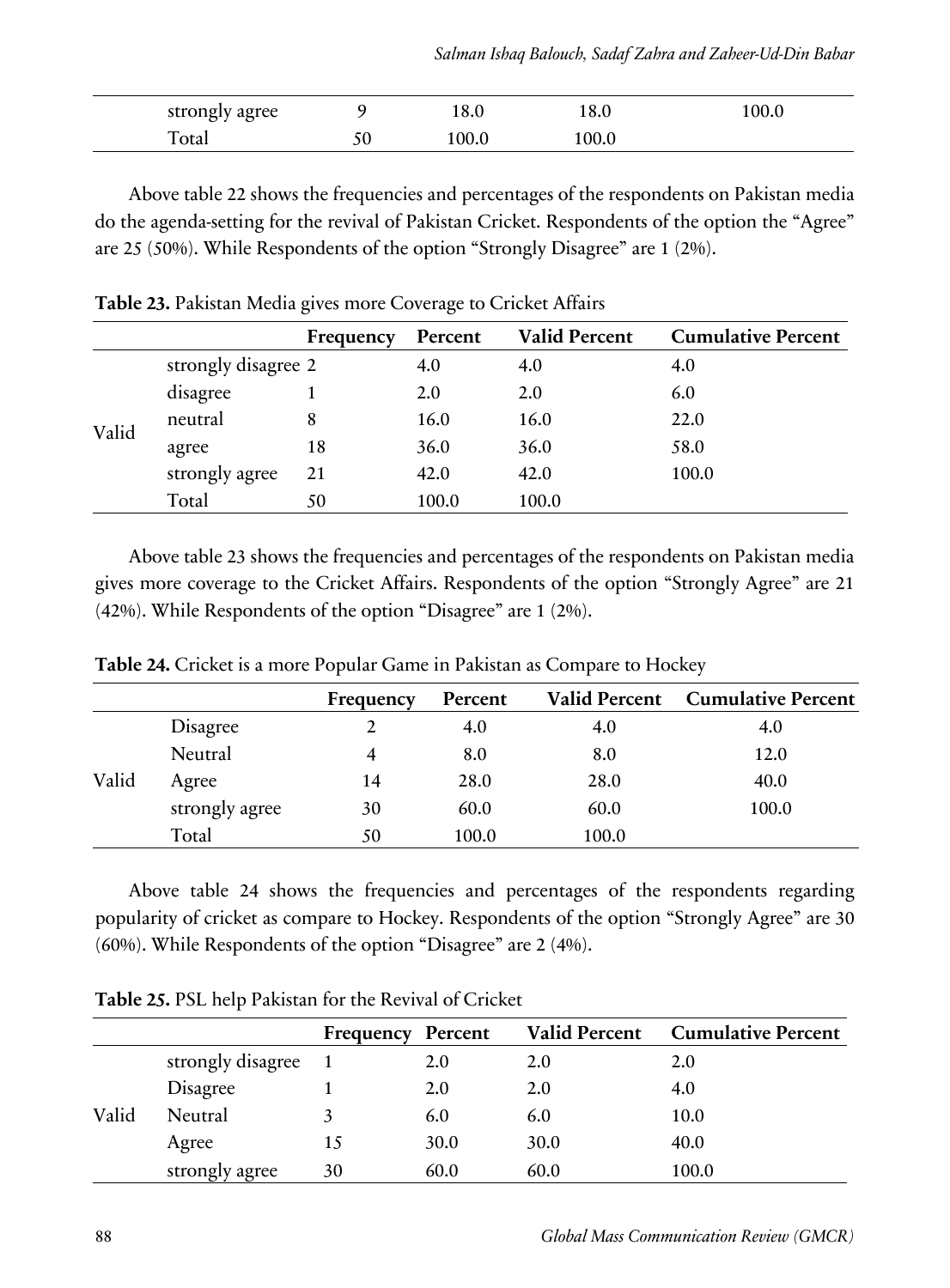| | | | | | |
|---|---|---|---|---|---|
| | strongly agree | 9 | 18.0 | 18.0 | 100.0 |
| | Total | 50 | 100.0 | 100.0 | |

Above table 22 shows the frequencies and percentages of the respondents on Pakistan media do the agenda-setting for the revival of Pakistan Cricket. Respondents of the option the "Agree" are 25 (50%). While Respondents of the option "Strongly Disagree" are 1 (2%).

**Table 23.** Pakistan Media gives more Coverage to Cricket Affairs

| | | Frequency | Percent | Valid Percent | Cumulative Percent |
|---|---|---|---|---|---|
| Valid | strongly disagree | 2 | 4.0 | 4.0 | 4.0 |
| | disagree | 1 | 2.0 | 2.0 | 6.0 |
| | neutral | 8 | 16.0 | 16.0 | 22.0 |
| | agree | 18 | 36.0 | 36.0 | 58.0 |
| | strongly agree | 21 | 42.0 | 42.0 | 100.0 |
| | Total | 50 | 100.0 | 100.0 | |

Above table 23 shows the frequencies and percentages of the respondents on Pakistan media gives more coverage to the Cricket Affairs. Respondents of the option "Strongly Agree" are 21 (42%). While Respondents of the option "Disagree" are 1 (2%).

**Table 24.** Cricket is a more Popular Game in Pakistan as Compare to Hockey

| | | Frequency | Percent | Valid Percent | Cumulative Percent |
|---|---|---|---|---|---|
| Valid | Disagree | 2 | 4.0 | 4.0 | 4.0 |
| | Neutral | 4 | 8.0 | 8.0 | 12.0 |
| | Agree | 14 | 28.0 | 28.0 | 40.0 |
| | strongly agree | 30 | 60.0 | 60.0 | 100.0 |
| | Total | 50 | 100.0 | 100.0 | |

Above table 24 shows the frequencies and percentages of the respondents regarding popularity of cricket as compare to Hockey. Respondents of the option "Strongly Agree" are 30 (60%). While Respondents of the option "Disagree" are 2 (4%).

**Table 25.** PSL help Pakistan for the Revival of Cricket

| | | Frequency | Percent | Valid Percent | Cumulative Percent |
|---|---|---|---|---|---|
| Valid | strongly disagree | 1 | 2.0 | 2.0 | 2.0 |
| | Disagree | 1 | 2.0 | 2.0 | 4.0 |
| | Neutral | 3 | 6.0 | 6.0 | 10.0 |
| | Agree | 15 | 30.0 | 30.0 | 40.0 |
| | strongly agree | 30 | 60.0 | 60.0 | 100.0 |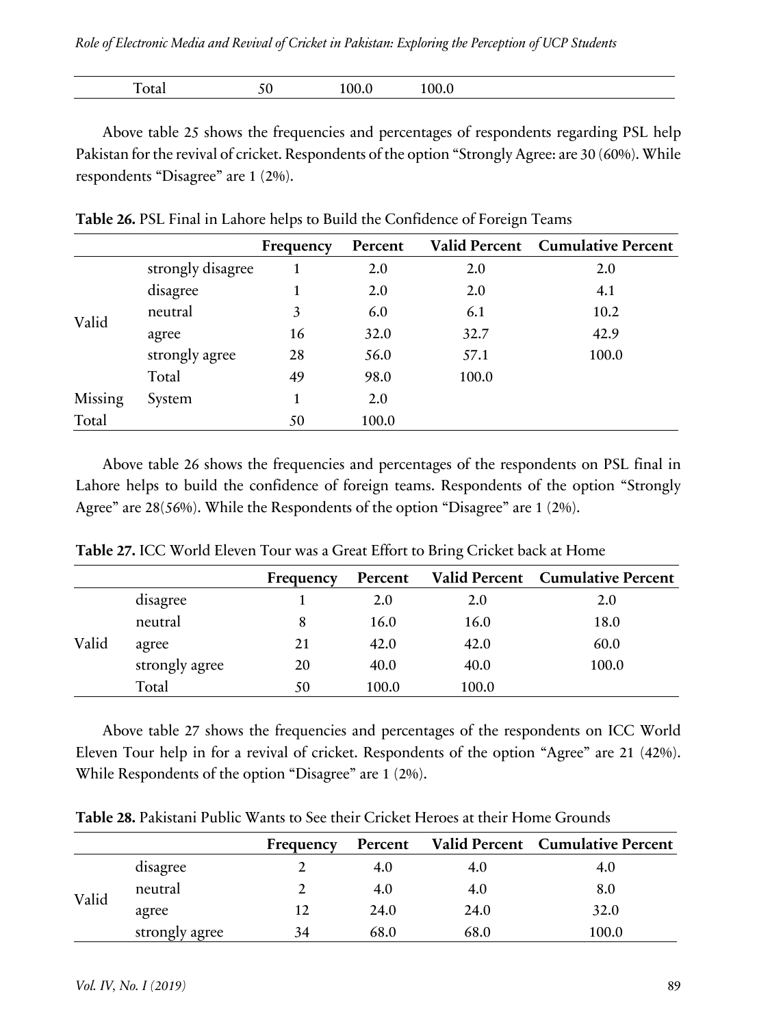| | | | | | |
|---|---|---|---|---|---|
| | Total | 50 | 100.0 | 100.0 | |

Above table 25 shows the frequencies and percentages of respondents regarding PSL help Pakistan for the revival of cricket. Respondents of the option "Strongly Agree: are 30 (60%). While respondents "Disagree" are 1 (2%).

**Table 26.** PSL Final in Lahore helps to Build the Confidence of Foreign Teams

| | | Frequency | Percent | Valid Percent | Cumulative Percent |
|---|---|---|---|---|---|
| Valid | strongly disagree | 1 | 2.0 | 2.0 | 2.0 |
| | disagree | 1 | 2.0 | 2.0 | 4.1 |
| | neutral | 3 | 6.0 | 6.1 | 10.2 |
| | agree | 16 | 32.0 | 32.7 | 42.9 |
| | strongly agree | 28 | 56.0 | 57.1 | 100.0 |
| | Total | 49 | 98.0 | 100.0 | |
| Missing | System | 1 | 2.0 | | |
| Total | | 50 | 100.0 | | |

Above table 26 shows the frequencies and percentages of the respondents on PSL final in Lahore helps to build the confidence of foreign teams. Respondents of the option "Strongly Agree" are 28(56%). While the Respondents of the option "Disagree" are 1 (2%).

**Table 27.** ICC World Eleven Tour was a Great Effort to Bring Cricket back at Home

| | | Frequency | Percent | Valid Percent | Cumulative Percent |
|---|---|---|---|---|---|
| Valid | disagree | 1 | 2.0 | 2.0 | 2.0 |
| | neutral | 8 | 16.0 | 16.0 | 18.0 |
| | agree | 21 | 42.0 | 42.0 | 60.0 |
| | strongly agree | 20 | 40.0 | 40.0 | 100.0 |
| | Total | 50 | 100.0 | 100.0 | |

Above table 27 shows the frequencies and percentages of the respondents on ICC World Eleven Tour help in for a revival of cricket. Respondents of the option "Agree" are 21 (42%). While Respondents of the option "Disagree" are 1 (2%).

**Table 28.** Pakistani Public Wants to See their Cricket Heroes at their Home Grounds

| | | Frequency | Percent | Valid Percent | Cumulative Percent |
|---|---|---|---|---|---|
| Valid | disagree | 2 | 4.0 | 4.0 | 4.0 |
| | neutral | 2 | 4.0 | 4.0 | 8.0 |
| | agree | 12 | 24.0 | 24.0 | 32.0 |
| | strongly agree | 34 | 68.0 | 68.0 | 100.0 |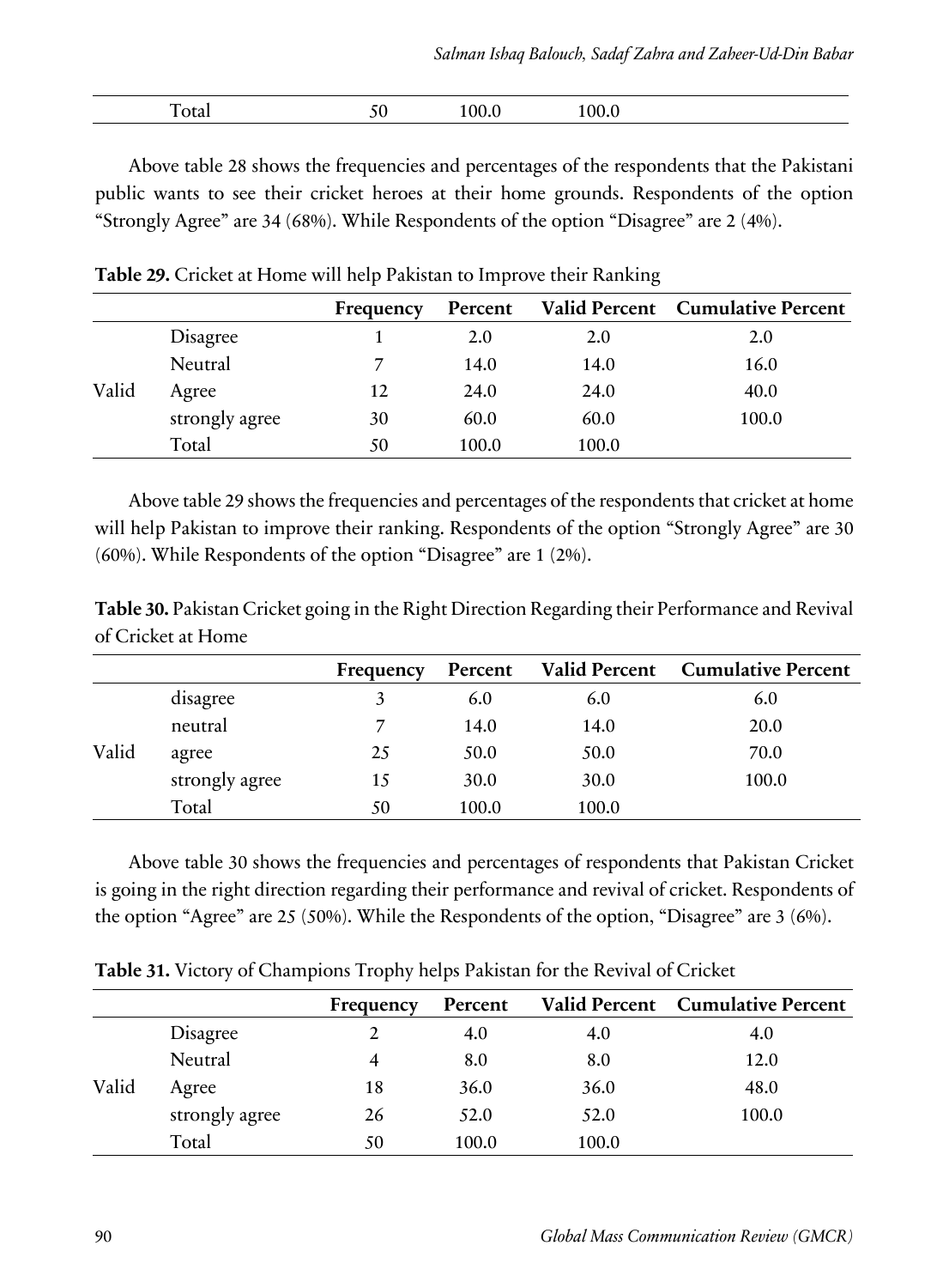| | | Frequency | Percent | Valid Percent | Cumulative Percent |
|---|---|---|---|---|---|
| | Total | 50 | 100.0 | 100.0 | |

Above table 28 shows the frequencies and percentages of the respondents that the Pakistani public wants to see their cricket heroes at their home grounds. Respondents of the option "Strongly Agree" are 34 (68%). While Respondents of the option "Disagree" are 2 (4%).

**Table 29.** Cricket at Home will help Pakistan to Improve their Ranking

| | | Frequency | Percent | Valid Percent | Cumulative Percent |
|---|---|---|---|---|---|
| Valid | Disagree | 1 | 2.0 | 2.0 | 2.0 |
| | Neutral | 7 | 14.0 | 14.0 | 16.0 |
| | Agree | 12 | 24.0 | 24.0 | 40.0 |
| | strongly agree | 30 | 60.0 | 60.0 | 100.0 |
| | Total | 50 | 100.0 | 100.0 | |

Above table 29 shows the frequencies and percentages of the respondents that cricket at home will help Pakistan to improve their ranking. Respondents of the option "Strongly Agree" are 30 (60%). While Respondents of the option "Disagree" are 1 (2%).

**Table 30.** Pakistan Cricket going in the Right Direction Regarding their Performance and Revival of Cricket at Home

| | | Frequency | Percent | Valid Percent | Cumulative Percent |
|---|---|---|---|---|---|
| Valid | disagree | 3 | 6.0 | 6.0 | 6.0 |
| | neutral | 7 | 14.0 | 14.0 | 20.0 |
| | agree | 25 | 50.0 | 50.0 | 70.0 |
| | strongly agree | 15 | 30.0 | 30.0 | 100.0 |
| | Total | 50 | 100.0 | 100.0 | |

Above table 30 shows the frequencies and percentages of respondents that Pakistan Cricket is going in the right direction regarding their performance and revival of cricket. Respondents of the option "Agree" are 25 (50%). While the Respondents of the option, "Disagree" are 3 (6%).

**Table 31.** Victory of Champions Trophy helps Pakistan for the Revival of Cricket

| | | Frequency | Percent | Valid Percent | Cumulative Percent |
|---|---|---|---|---|---|
| Valid | Disagree | 2 | 4.0 | 4.0 | 4.0 |
| | Neutral | 4 | 8.0 | 8.0 | 12.0 |
| | Agree | 18 | 36.0 | 36.0 | 48.0 |
| | strongly agree | 26 | 52.0 | 52.0 | 100.0 |
| | Total | 50 | 100.0 | 100.0 | |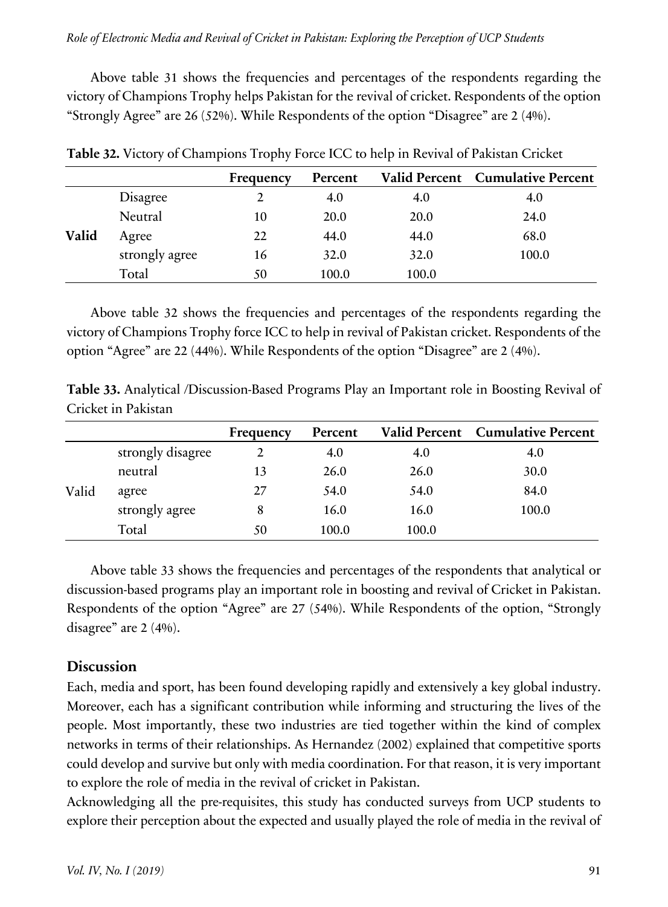Above table 31 shows the frequencies and percentages of the respondents regarding the victory of Champions Trophy helps Pakistan for the revival of cricket. Respondents of the option "Strongly Agree" are 26 (52%). While Respondents of the option "Disagree" are 2 (4%).

**Table 32.** Victory of Champions Trophy Force ICC to help in Revival of Pakistan Cricket

| | | Frequency | Percent | Valid Percent | Cumulative Percent |
|---|---|---|---|---|---|
| **Valid** | Disagree | 2 | 4.0 | 4.0 | 4.0 |
| | Neutral | 10 | 20.0 | 20.0 | 24.0 |
| | Agree | 22 | 44.0 | 44.0 | 68.0 |
| | strongly agree | 16 | 32.0 | 32.0 | 100.0 |
| | Total | 50 | 100.0 | 100.0 | |

Above table 32 shows the frequencies and percentages of the respondents regarding the victory of Champions Trophy force ICC to help in revival of Pakistan cricket. Respondents of the option "Agree" are 22 (44%). While Respondents of the option "Disagree" are 2 (4%).

**Table 33.** Analytical /Discussion-Based Programs Play an Important role in Boosting Revival of Cricket in Pakistan

| | | Frequency | Percent | Valid Percent | Cumulative Percent |
|---|---|---|---|---|---|
| Valid | strongly disagree | 2 | 4.0 | 4.0 | 4.0 |
| | neutral | 13 | 26.0 | 26.0 | 30.0 |
| | agree | 27 | 54.0 | 54.0 | 84.0 |
| | strongly agree | 8 | 16.0 | 16.0 | 100.0 |
| | Total | 50 | 100.0 | 100.0 | |

Above table 33 shows the frequencies and percentages of the respondents that analytical or discussion-based programs play an important role in boosting and revival of Cricket in Pakistan. Respondents of the option "Agree" are 27 (54%). While Respondents of the option, "Strongly disagree" are 2 (4%).

## Discussion

Each, media and sport, has been found developing rapidly and extensively a key global industry. Moreover, each has a significant contribution while informing and structuring the lives of the people. Most importantly, these two industries are tied together within the kind of complex networks in terms of their relationships. As Hernandez (2002) explained that competitive sports could develop and survive but only with media coordination. For that reason, it is very important to explore the role of media in the revival of cricket in Pakistan.

Acknowledging all the pre-requisites, this study has conducted surveys from UCP students to explore their perception about the expected and usually played the role of media in the revival of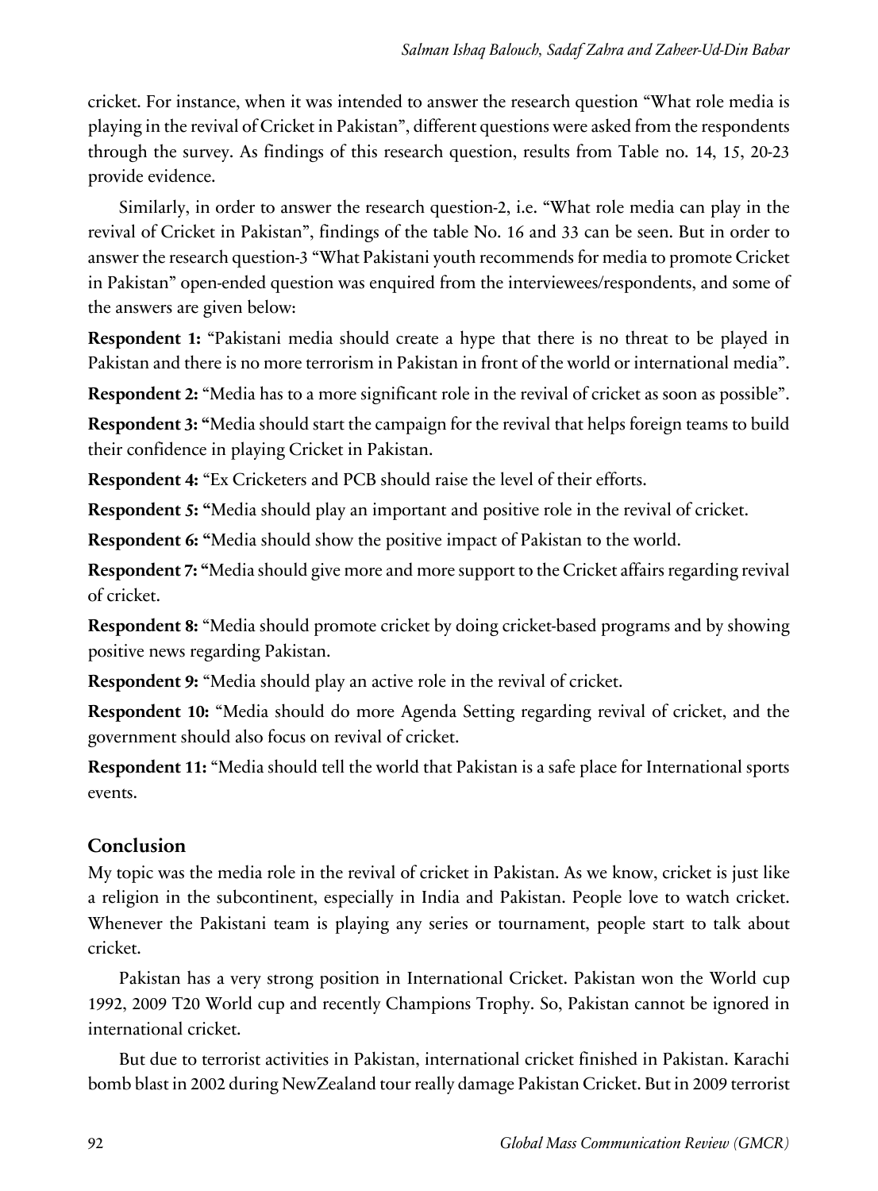cricket. For instance, when it was intended to answer the research question "What role media is playing in the revival of Cricket in Pakistan", different questions were asked from the respondents through the survey. As findings of this research question, results from Table no. 14, 15, 20-23 provide evidence.

Similarly, in order to answer the research question-2, i.e. "What role media can play in the revival of Cricket in Pakistan", findings of the table No. 16 and 33 can be seen. But in order to answer the research question-3 "What Pakistani youth recommends for media to promote Cricket in Pakistan" open-ended question was enquired from the interviewees/respondents, and some of the answers are given below:

**Respondent 1:** "Pakistani media should create a hype that there is no threat to be played in Pakistan and there is no more terrorism in Pakistan in front of the world or international media".

**Respondent 2:** "Media has to a more significant role in the revival of cricket as soon as possible".

**Respondent 3:** "Media should start the campaign for the revival that helps foreign teams to build their confidence in playing Cricket in Pakistan.

**Respondent 4:** "Ex Cricketers and PCB should raise the level of their efforts.

**Respondent 5:** "Media should play an important and positive role in the revival of cricket.

**Respondent 6:** "Media should show the positive impact of Pakistan to the world.

**Respondent 7:** "Media should give more and more support to the Cricket affairs regarding revival of cricket.

**Respondent 8:** "Media should promote cricket by doing cricket-based programs and by showing positive news regarding Pakistan.

**Respondent 9:** "Media should play an active role in the revival of cricket.

**Respondent 10:** "Media should do more Agenda Setting regarding revival of cricket, and the government should also focus on revival of cricket.

**Respondent 11:** "Media should tell the world that Pakistan is a safe place for International sports events.

## Conclusion

My topic was the media role in the revival of cricket in Pakistan. As we know, cricket is just like a religion in the subcontinent, especially in India and Pakistan. People love to watch cricket. Whenever the Pakistani team is playing any series or tournament, people start to talk about cricket.

Pakistan has a very strong position in International Cricket. Pakistan won the World cup 1992, 2009 T20 World cup and recently Champions Trophy. So, Pakistan cannot be ignored in international cricket.

But due to terrorist activities in Pakistan, international cricket finished in Pakistan. Karachi bomb blast in 2002 during NewZealand tour really damage Pakistan Cricket. But in 2009 terrorist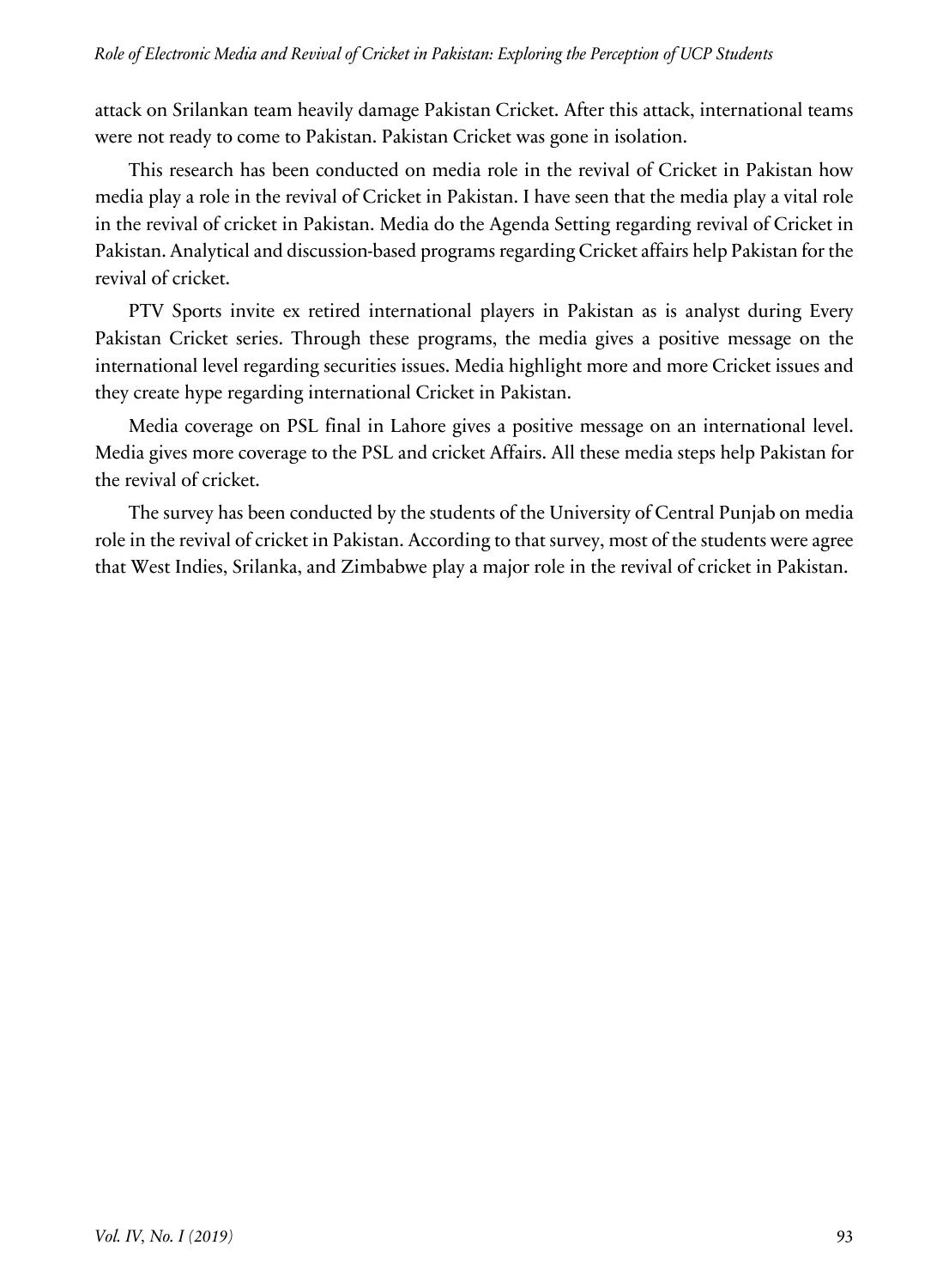attack on Srilankan team heavily damage Pakistan Cricket. After this attack, international teams were not ready to come to Pakistan. Pakistan Cricket was gone in isolation.

This research has been conducted on media role in the revival of Cricket in Pakistan how media play a role in the revival of Cricket in Pakistan. I have seen that the media play a vital role in the revival of cricket in Pakistan. Media do the Agenda Setting regarding revival of Cricket in Pakistan. Analytical and discussion-based programs regarding Cricket affairs help Pakistan for the revival of cricket.

PTV Sports invite ex retired international players in Pakistan as is analyst during Every Pakistan Cricket series. Through these programs, the media gives a positive message on the international level regarding securities issues. Media highlight more and more Cricket issues and they create hype regarding international Cricket in Pakistan.

Media coverage on PSL final in Lahore gives a positive message on an international level. Media gives more coverage to the PSL and cricket Affairs. All these media steps help Pakistan for the revival of cricket.

The survey has been conducted by the students of the University of Central Punjab on media role in the revival of cricket in Pakistan. According to that survey, most of the students were agree that West Indies, Srilanka, and Zimbabwe play a major role in the revival of cricket in Pakistan.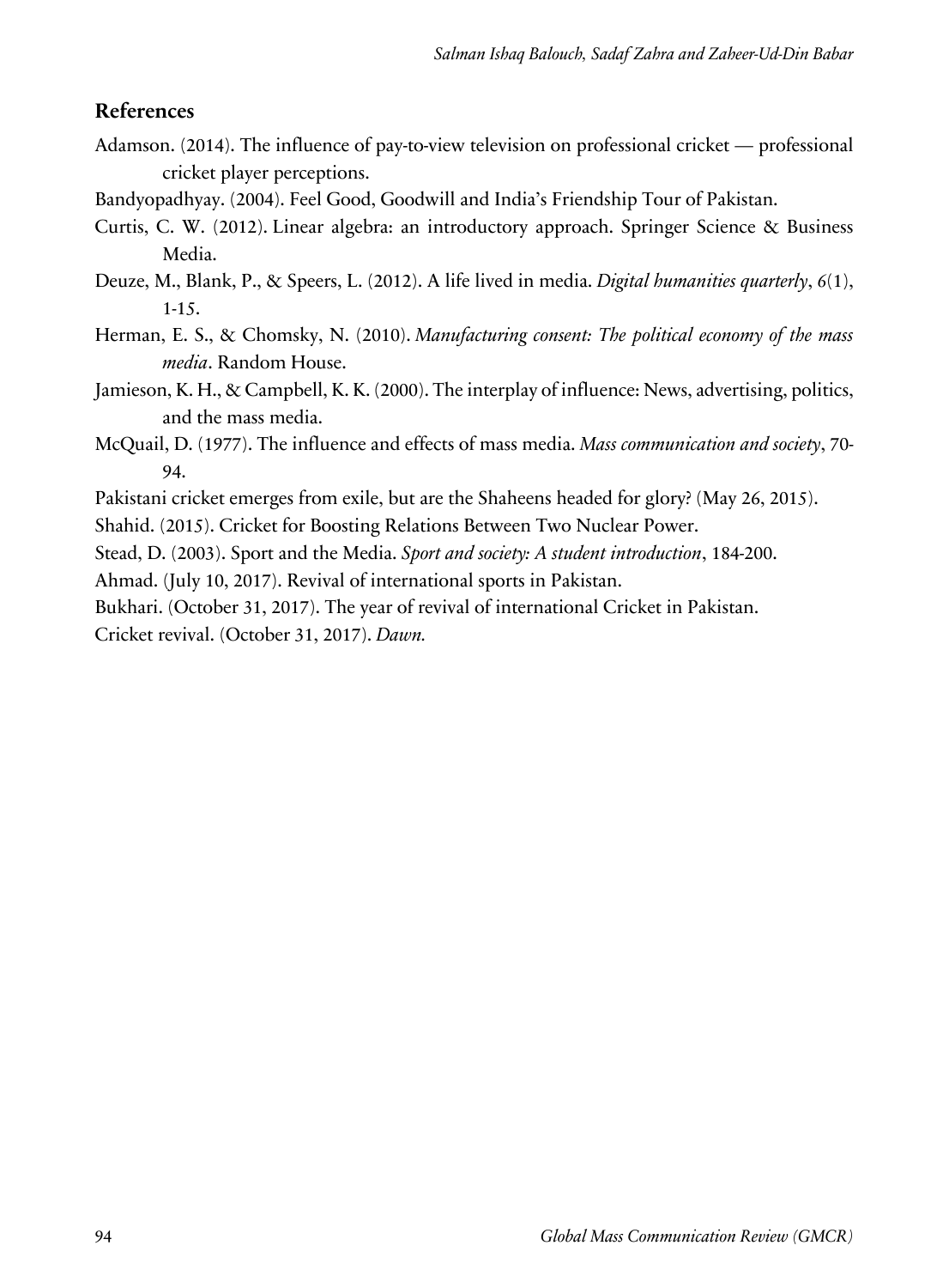## References

Adamson. (2014). The influence of pay-to-view television on professional cricket — professional cricket player perceptions.

Bandyopadhyay. (2004). Feel Good, Goodwill and India's Friendship Tour of Pakistan.

Curtis, C. W. (2012). Linear algebra: an introductory approach. Springer Science & Business Media.

Deuze, M., Blank, P., & Speers, L. (2012). A life lived in media. *Digital humanities quarterly*, *6*(1), 1-15.

Herman, E. S., & Chomsky, N. (2010). *Manufacturing consent: The political economy of the mass media*. Random House.

Jamieson, K. H., & Campbell, K. K. (2000). The interplay of influence: News, advertising, politics, and the mass media.

McQuail, D. (1977). The influence and effects of mass media. *Mass communication and society*, 70-94.

Pakistani cricket emerges from exile, but are the Shaheens headed for glory? (May 26, 2015).

Shahid. (2015). Cricket for Boosting Relations Between Two Nuclear Power.

Stead, D. (2003). Sport and the Media. *Sport and society: A student introduction*, 184-200.

Ahmad. (July 10, 2017). Revival of international sports in Pakistan.

Bukhari. (October 31, 2017). The year of revival of international Cricket in Pakistan.

Cricket revival. (October 31, 2017). *Dawn.*